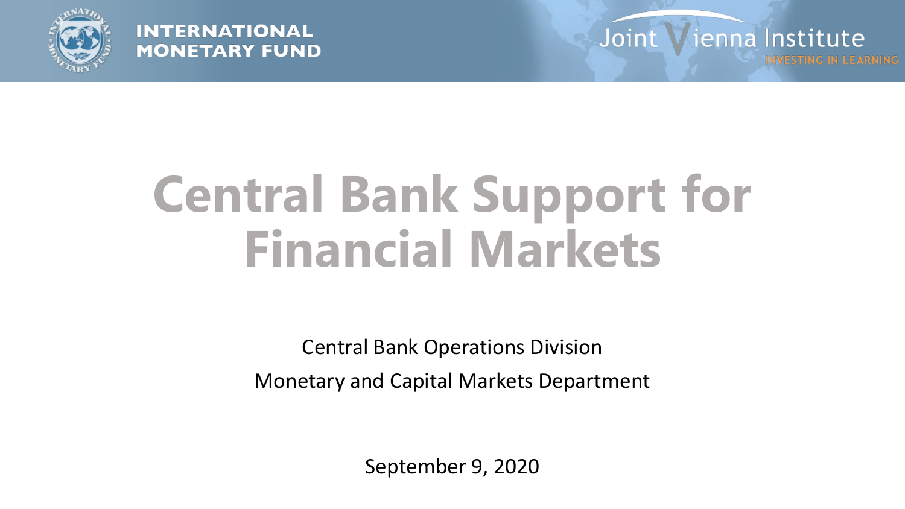INTERNATIONAL MONETARY FUND

Joint Vienna Institute

INVESTING IN LEARNING

# Central Bank Support for Financial Markets

Central Bank Operations Division

Monetary and Capital Markets Department

September 9, 2020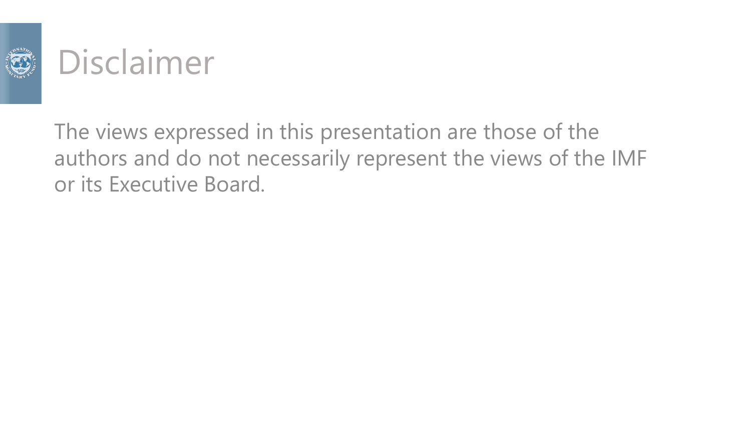# Disclaimer

The views expressed in this presentation are those of the authors and do not necessarily represent the views of the IMF or its Executive Board.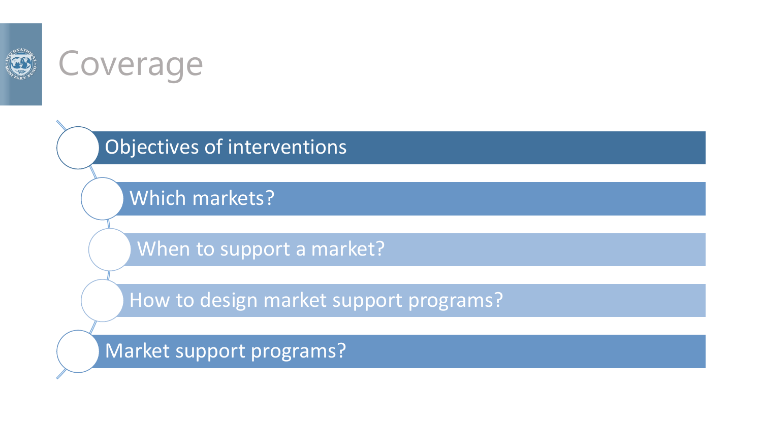# Coverage

- Objectives of interventions
- Which markets?
- When to support a market?
- How to design market support programs?
- Market support programs?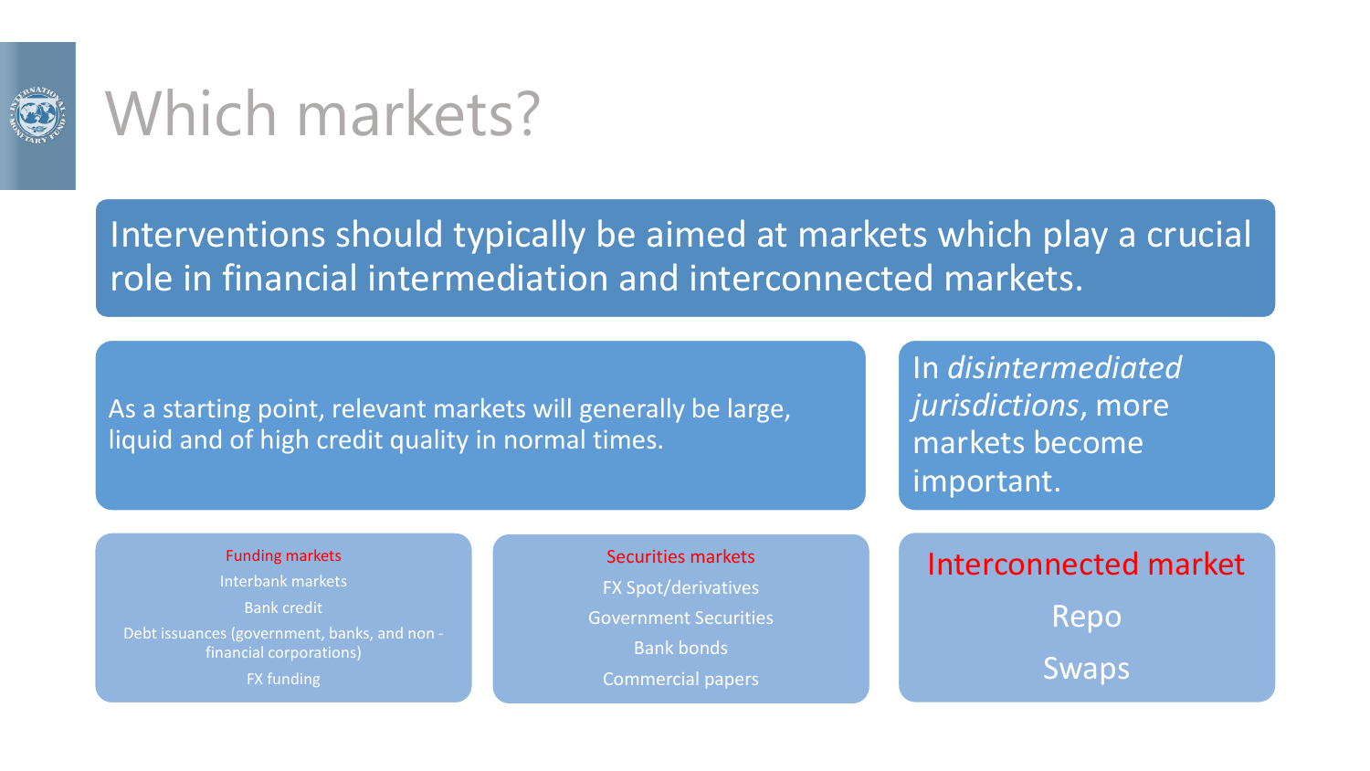# Which markets?

Interventions should typically be aimed at markets which play a crucial role in financial intermediation and interconnected markets.

As a starting point, relevant markets will generally be large, liquid and of high credit quality in normal times.

In *disintermediated jurisdictions*, more markets become important.

**Funding markets**

- Interbank markets
- Bank credit
- Debt issuances (government, banks, and non - financial corporations)
- FX funding

**Securities markets**

- FX Spot/derivatives
- Government Securities
- Bank bonds
- Commercial papers

**Interconnected market**

- Repo
- Swaps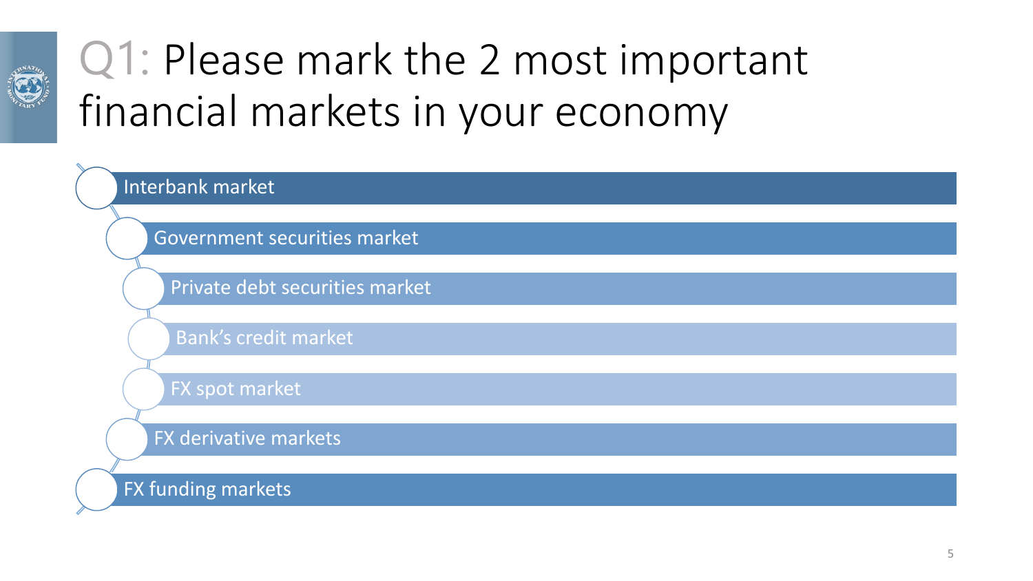# Q1: Please mark the 2 most important financial markets in your economy

- Interbank market
- Government securities market
- Private debt securities market
- Bank's credit market
- FX spot market
- FX derivative markets
- FX funding markets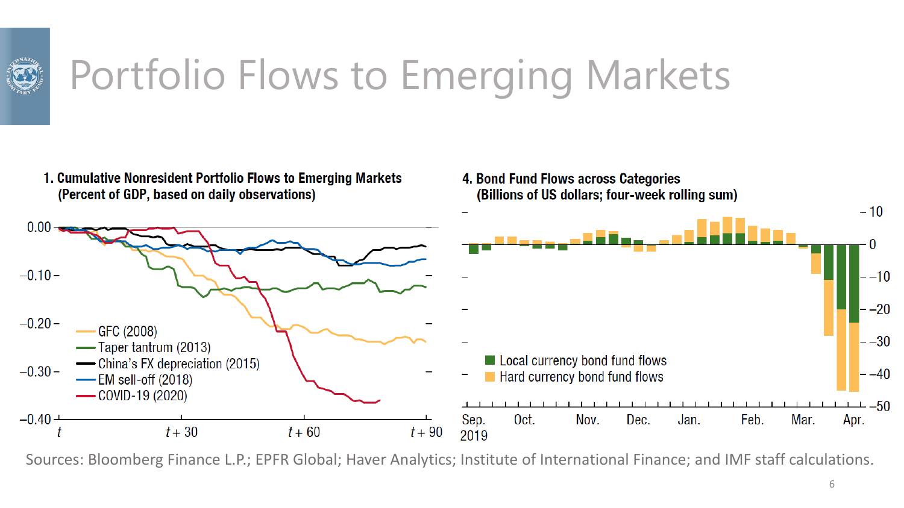# Portfolio Flows to Emerging Markets

**1. Cumulative Nonresident Portfolio Flows to Emerging Markets (Percent of GDP, based on daily observations)**

**4. Bond Fund Flows across Categories (Billions of US dollars; four-week rolling sum)**

Sources: Bloomberg Finance L.P.; EPFR Global; Haver Analytics; Institute of International Finance; and IMF staff calculations.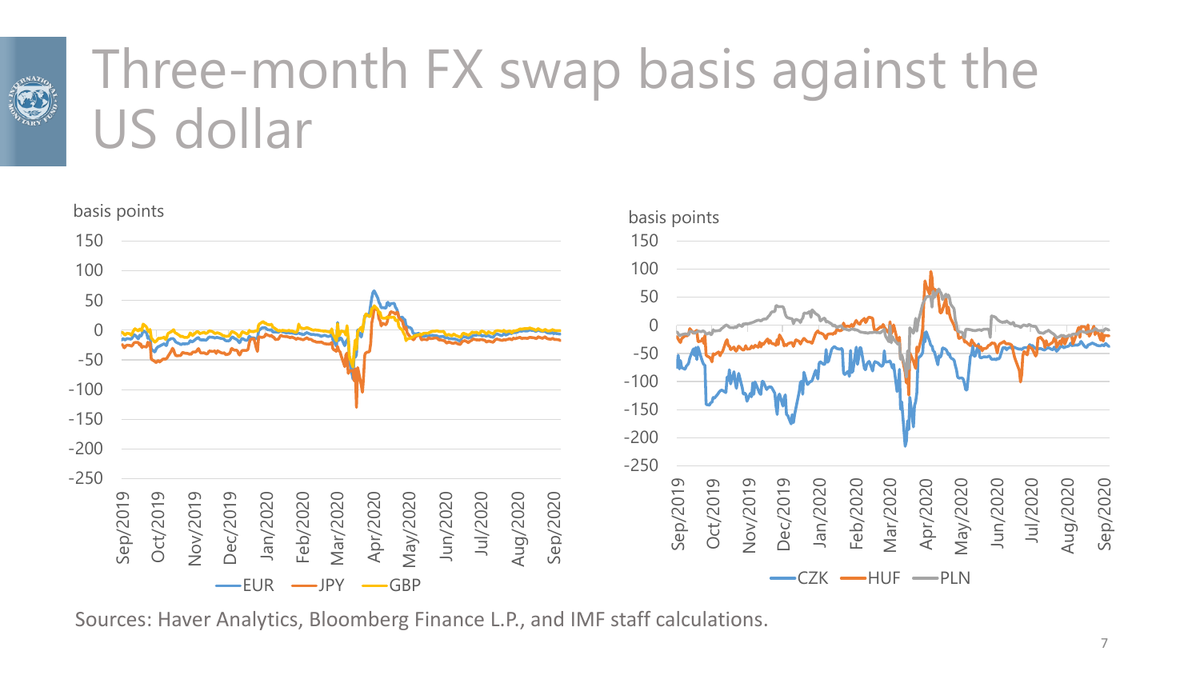# Three-month FX swap basis against the US dollar

Sources: Haver Analytics, Bloomberg Finance L.P., and IMF staff calculations.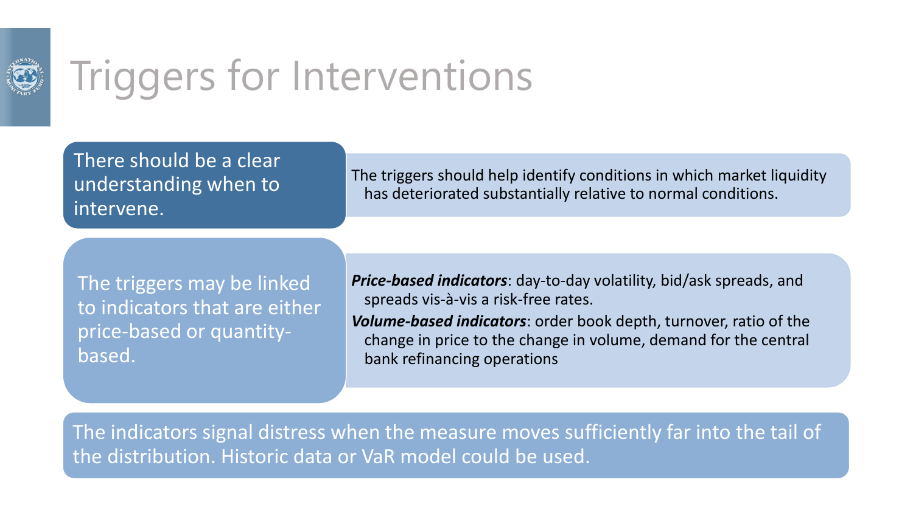# Triggers for Interventions

**There should be a clear understanding when to intervene.**

The triggers should help identify conditions in which market liquidity has deteriorated substantially relative to normal conditions.

**The triggers may be linked to indicators that are either price-based or quantity-based.**

***Price-based indicators***: day-to-day volatility, bid/ask spreads, and spreads vis-à-vis a risk-free rates.

***Volume-based indicators***: order book depth, turnover, ratio of the change in price to the change in volume, demand for the central bank refinancing operations

The indicators signal distress when the measure moves sufficiently far into the tail of the distribution. Historic data or VaR model could be used.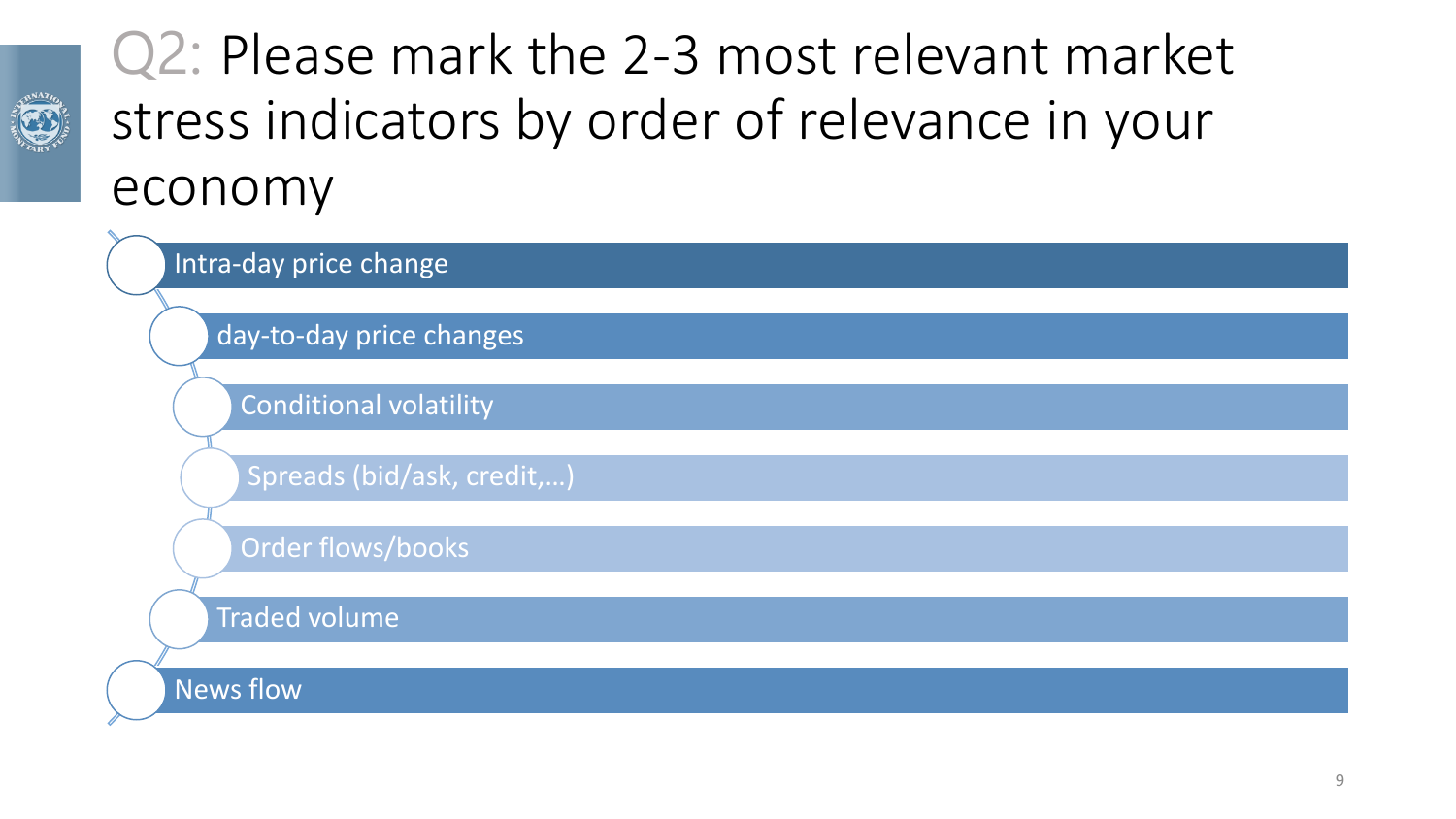# Q2: Please mark the 2-3 most relevant market stress indicators by order of relevance in your economy

- Intra-day price change
- day-to-day price changes
- Conditional volatility
- Spreads (bid/ask, credit,…)
- Order flows/books
- Traded volume
- News flow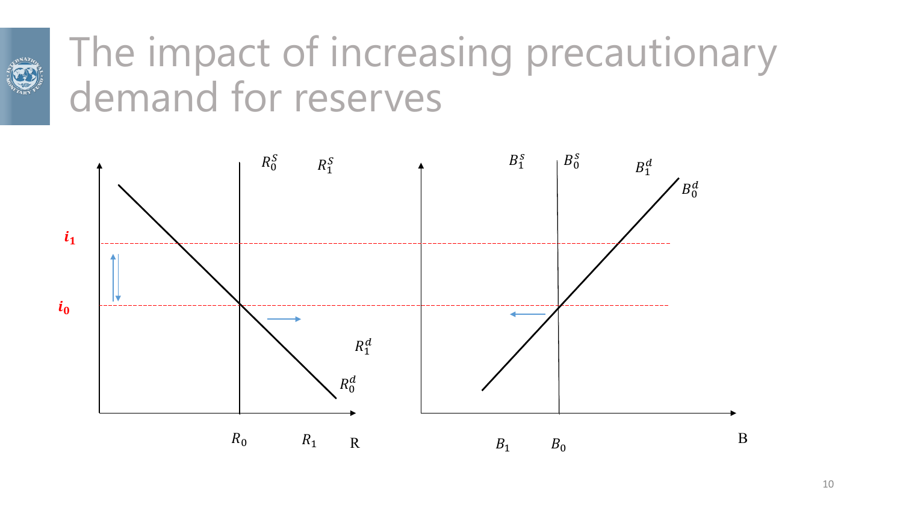# The impact of increasing precautionary demand for reserves

$R_0^S$ $R_1^S$

$i_1$

$i_0$

$R_1^d$

$R_0^d$

$R_0$ $R_1$ R

$B_1^s$ $B_0^s$ $B_1^d$ $B_0^d$

$B_1$ $B_0$ B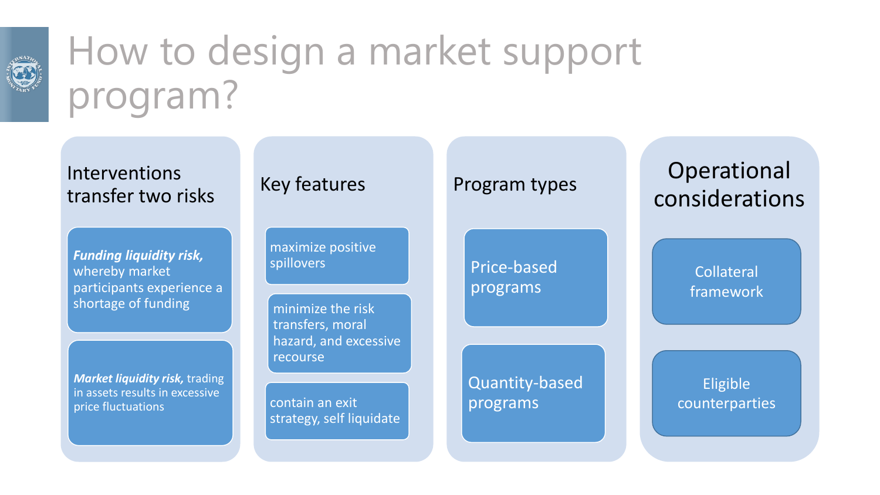# How to design a market support program?

## Interventions transfer two risks

- ***Funding liquidity risk,*** whereby market participants experience a shortage of funding
- ***Market liquidity risk,*** trading in assets results in excessive price fluctuations

## Key features

- maximize positive spillovers
- minimize the risk transfers, moral hazard, and excessive recourse
- contain an exit strategy, self liquidate

## Program types

- Price-based programs
- Quantity-based programs

## Operational considerations

- Collateral framework
- Eligible counterparties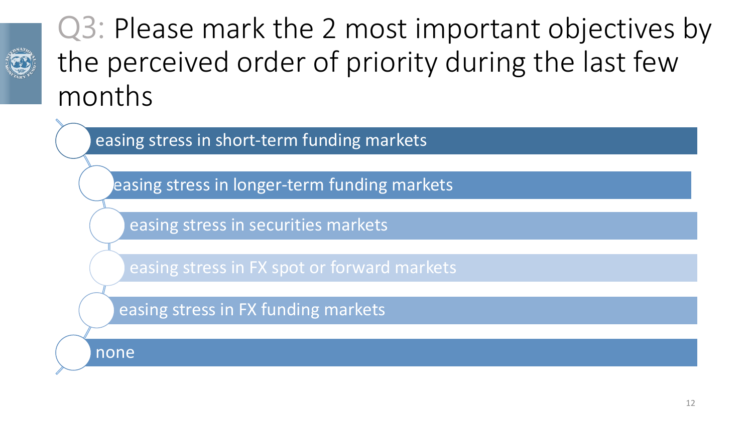# Q3: Please mark the 2 most important objectives by the perceived order of priority during the last few months

- easing stress in short-term funding markets
- easing stress in longer-term funding markets
- easing stress in securities markets
- easing stress in FX spot or forward markets
- easing stress in FX funding markets
- none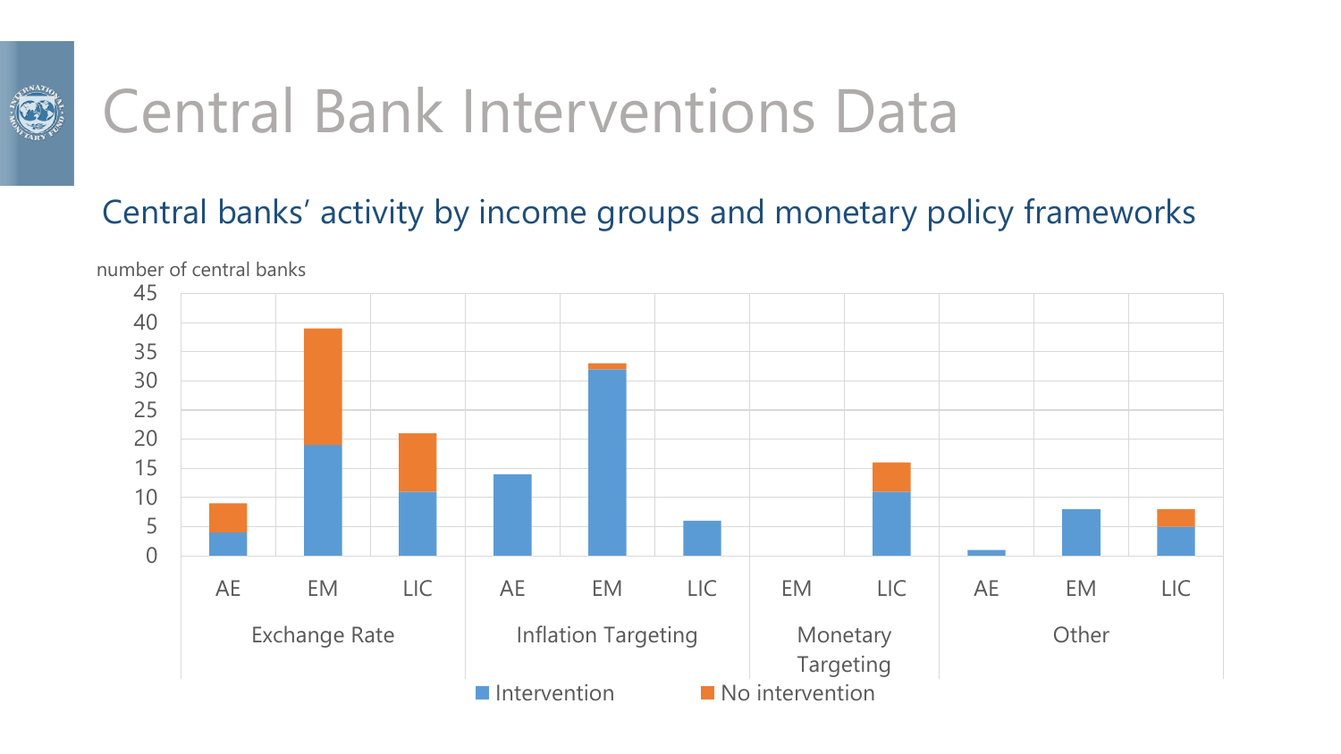# Central Bank Interventions Data

## Central banks' activity by income groups and monetary policy frameworks

number of central banks

| Framework | Group | Intervention | No intervention |
|---|---|---|---|
| Exchange Rate | AE | 4 | 5 |
| | EM | 19 | 20 |
| | LIC | 11 | 10 |
| Inflation Targeting | AE | 14 | 0 |
| | EM | 32 | 1 |
| | LIC | 6 | 0 |
| Monetary Targeting | EM | 0 | 0 |
| | LIC | 11 | 5 |
| Other | AE | 1 | 0 |
| | EM | 8 | 0 |
| | LIC | 5 | 3 |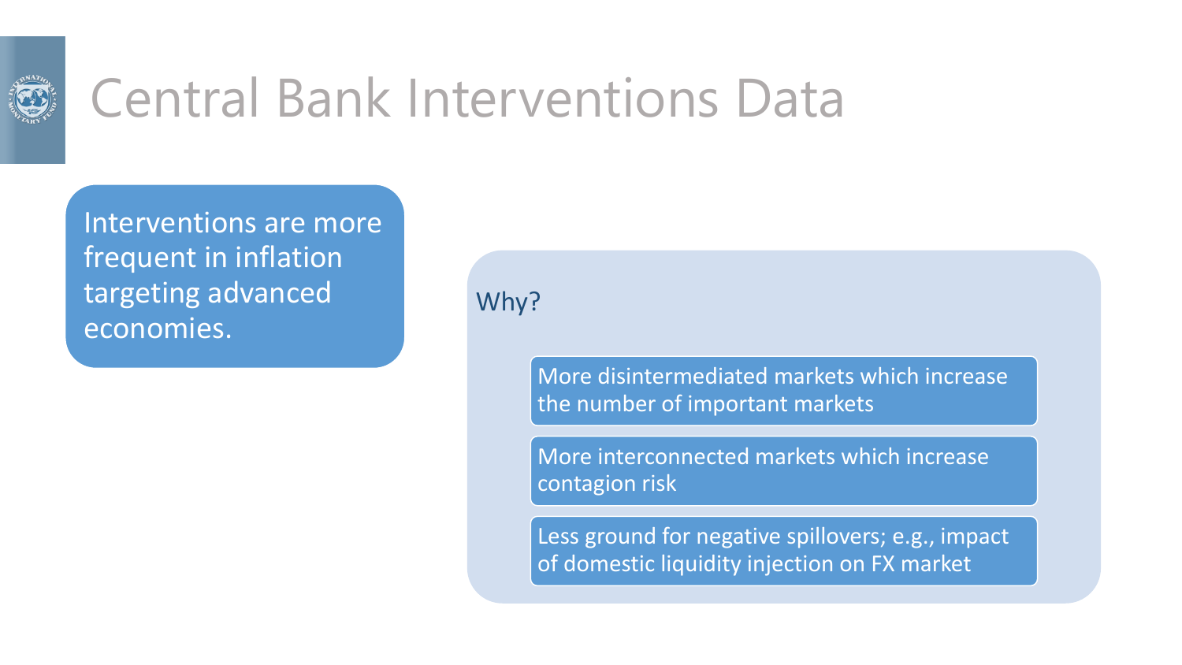# Central Bank Interventions Data

Interventions are more frequent in inflation targeting advanced economies.

Why?

- More disintermediated markets which increase the number of important markets
- More interconnected markets which increase contagion risk
- Less ground for negative spillovers; e.g., impact of domestic liquidity injection on FX market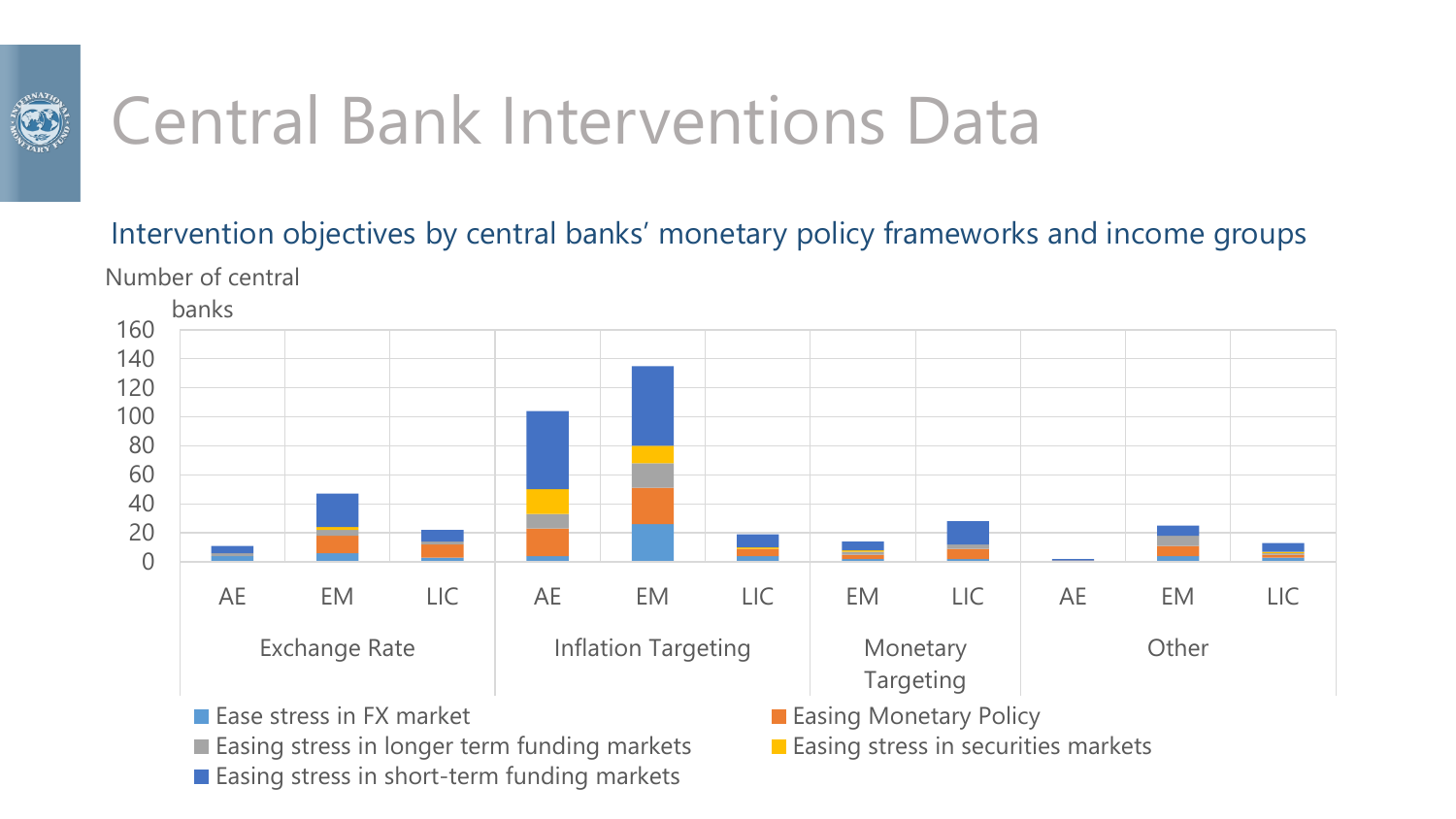# Central Bank Interventions Data

Intervention objectives by central banks' monetary policy frameworks and income groups

Number of central banks

160
140
120
100
80
60
40
20
0

AE EM LIC AE EM LIC EM LIC AE EM LIC

Exchange Rate | Inflation Targeting | Monetary Targeting | Other

- Ease stress in FX market
- Easing Monetary Policy
- Easing stress in longer term funding markets
- Easing stress in securities markets
- Easing stress in short-term funding markets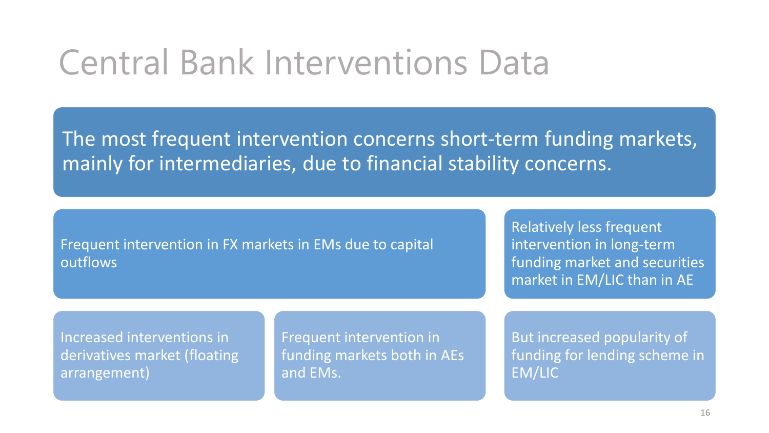# Central Bank Interventions Data

The most frequent intervention concerns short-term funding markets, mainly for intermediaries, due to financial stability concerns.

Frequent intervention in FX markets in EMs due to capital outflows

Relatively less frequent intervention in long-term funding market and securities market in EM/LIC than in AE

Increased interventions in derivatives market (floating arrangement)

Frequent intervention in funding markets both in AEs and EMs.

But increased popularity of funding for lending scheme in EM/LIC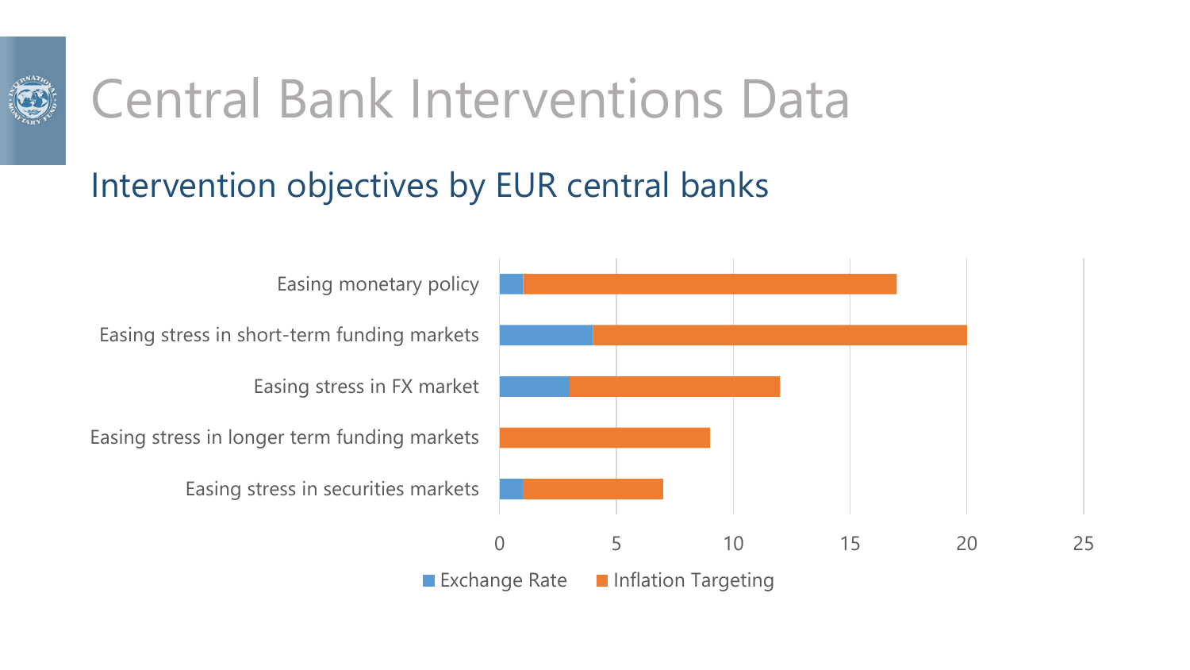# Central Bank Interventions Data

## Intervention objectives by EUR central banks

| Objective | Exchange Rate | Inflation Targeting |
| --- | --- | --- |
| Easing monetary policy | 1 | 16 |
| Easing stress in short-term funding markets | 4 | 16 |
| Easing stress in FX market | 3 | 9 |
| Easing stress in longer term funding markets | 0 | 9 |
| Easing stress in securities markets | 1 | 6 |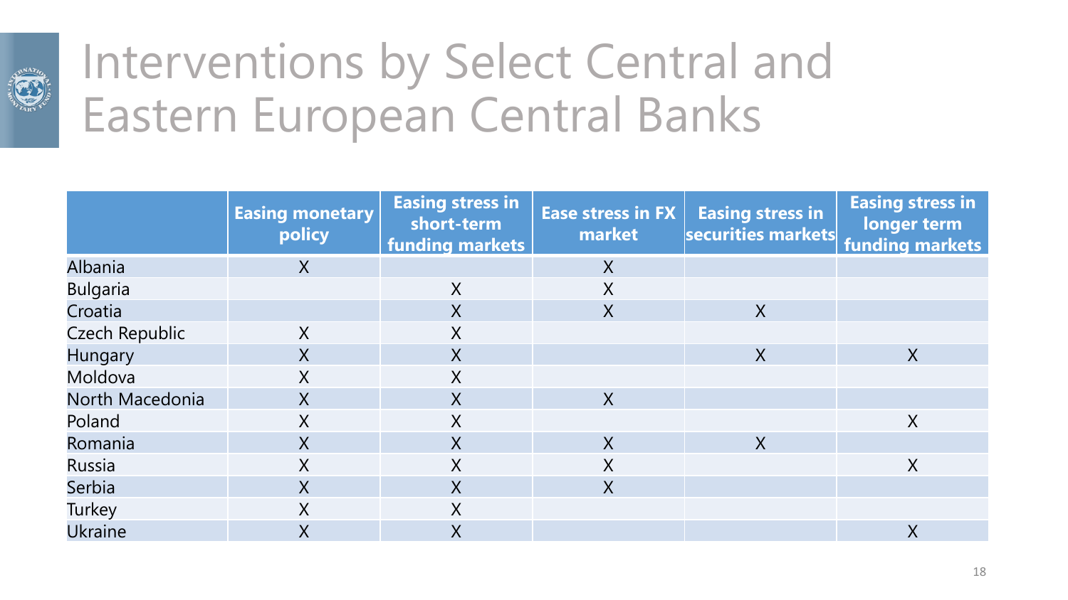# Interventions by Select Central and Eastern European Central Banks

| | Easing monetary policy | Easing stress in short-term funding markets | Ease stress in FX market | Easing stress in securities markets | Easing stress in longer term funding markets |
|---|---|---|---|---|---|
| Albania | X | | X | | |
| Bulgaria | | X | X | | |
| Croatia | | X | X | X | |
| Czech Republic | X | X | | | |
| Hungary | X | X | | X | X |
| Moldova | X | X | | | |
| North Macedonia | X | X | X | | |
| Poland | X | X | | | X |
| Romania | X | X | X | X | |
| Russia | X | X | X | | X |
| Serbia | X | X | X | | |
| Turkey | X | X | | | |
| Ukraine | X | X | | | X |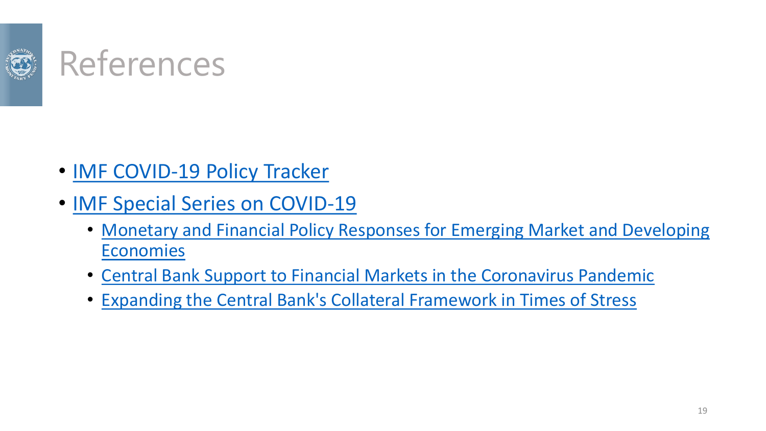# References

- IMF COVID-19 Policy Tracker
- IMF Special Series on COVID-19
  - Monetary and Financial Policy Responses for Emerging Market and Developing Economies
  - Central Bank Support to Financial Markets in the Coronavirus Pandemic
  - Expanding the Central Bank's Collateral Framework in Times of Stress